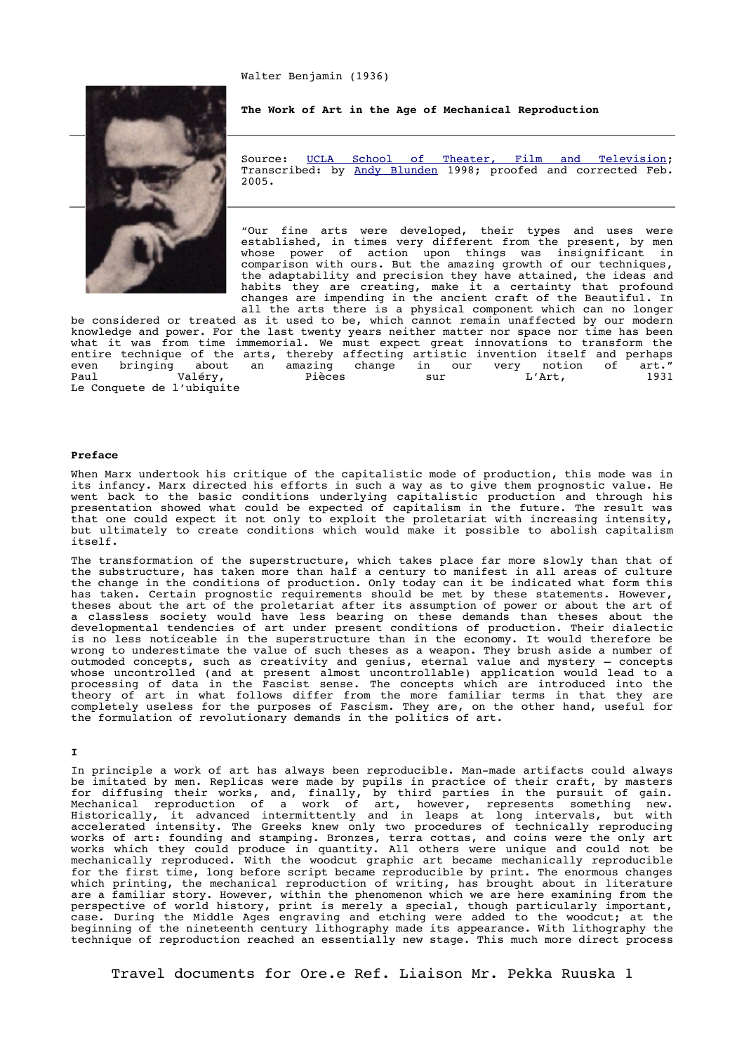Walter Benjamin (1936)

**The Work of Art in the Age of Mechanical Reproduction**

Source: UCLA School of Theater, Film and Television; Transcribed: by Andy Blunden 1998; proofed and corrected Feb. 2005.

"Our fine arts were developed, their types and uses were established, in times very different from the present, by men whose power of action upon things was insignificant in comparison with ours. But the amazing growth of our techniques, the adaptability and precision they have attained, the ideas and habits they are creating, make it a certainty that profound changes are impending in the ancient craft of the Beautiful. In all the arts there is a physical component which can no longer be considered or treated as it used to be, which cannot remain unaffected by our modern knowledge and power. For the last twenty years neither matter nor space nor time has been what it was from time immemorial. We must expect great innovations to transform the entire technique of the arts, thereby affecting artistic invention itself and perhaps even bringing about an amazing change in our very notion of art."
Paul Valéry, Pièces sur L'Art, 1931
Le Conquete de l'ubiquite

**Preface**

When Marx undertook his critique of the capitalistic mode of production, this mode was in its infancy. Marx directed his efforts in such a way as to give them prognostic value. He went back to the basic conditions underlying capitalistic production and through his presentation showed what could be expected of capitalism in the future. The result was that one could expect it not only to exploit the proletariat with increasing intensity, but ultimately to create conditions which would make it possible to abolish capitalism itself.

The transformation of the superstructure, which takes place far more slowly than that of the substructure, has taken more than half a century to manifest in all areas of culture the change in the conditions of production. Only today can it be indicated what form this has taken. Certain prognostic requirements should be met by these statements. However, theses about the art of the proletariat after its assumption of power or about the art of a classless society would have less bearing on these demands than theses about the developmental tendencies of art under present conditions of production. Their dialectic is no less noticeable in the superstructure than in the economy. It would therefore be wrong to underestimate the value of such theses as a weapon. They brush aside a number of outmoded concepts, such as creativity and genius, eternal value and mystery – concepts whose uncontrolled (and at present almost uncontrollable) application would lead to a processing of data in the Fascist sense. The concepts which are introduced into the theory of art in what follows differ from the more familiar terms in that they are completely useless for the purposes of Fascism. They are, on the other hand, useful for the formulation of revolutionary demands in the politics of art.

**I**

In principle a work of art has always been reproducible. Man-made artifacts could always be imitated by men. Replicas were made by pupils in practice of their craft, by masters for diffusing their works, and, finally, by third parties in the pursuit of gain. Mechanical reproduction of a work of art, however, represents something new. Historically, it advanced intermittently and in leaps at long intervals, but with accelerated intensity. The Greeks knew only two procedures of technically reproducing works of art: founding and stamping. Bronzes, terra cottas, and coins were the only art works which they could produce in quantity. All others were unique and could not be mechanically reproduced. With the woodcut graphic art became mechanically reproducible for the first time, long before script became reproducible by print. The enormous changes which printing, the mechanical reproduction of writing, has brought about in literature are a familiar story. However, within the phenomenon which we are here examining from the perspective of world history, print is merely a special, though particularly important, case. During the Middle Ages engraving and etching were added to the woodcut; at the beginning of the nineteenth century lithography made its appearance. With lithography the technique of reproduction reached an essentially new stage. This much more direct process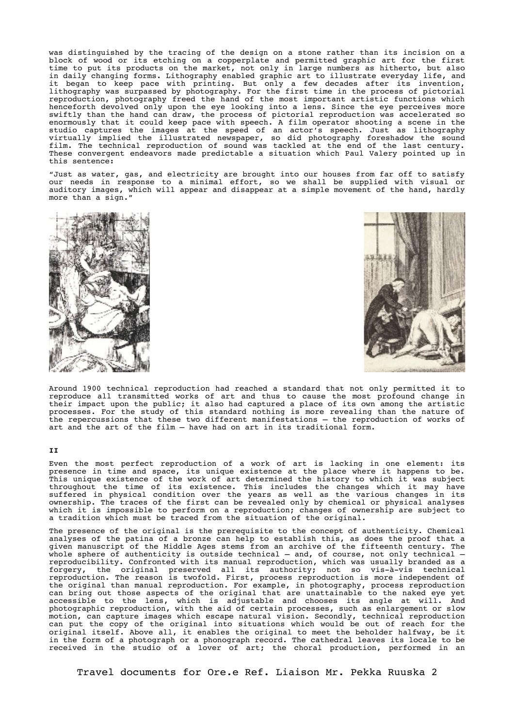was distinguished by the tracing of the design on a stone rather than its incision on a block of wood or its etching on a copperplate and permitted graphic art for the first time to put its products on the market, not only in large numbers as hitherto, but also in daily changing forms. Lithography enabled graphic art to illustrate everyday life, and it began to keep pace with printing. But only a few decades after its invention, lithography was surpassed by photography. For the first time in the process of pictorial reproduction, photography freed the hand of the most important artistic functions which henceforth devolved only upon the eye looking into a lens. Since the eye perceives more swiftly than the hand can draw, the process of pictorial reproduction was accelerated so enormously that it could keep pace with speech. A film operator shooting a scene in the studio captures the images at the speed of an actor's speech. Just as lithography virtually implied the illustrated newspaper, so did photography foreshadow the sound film. The technical reproduction of sound was tackled at the end of the last century. These convergent endeavors made predictable a situation which Paul Valery pointed up in this sentence:

"Just as water, gas, and electricity are brought into our houses from far off to satisfy our needs in response to a minimal effort, so we shall be supplied with visual or auditory images, which will appear and disappear at a simple movement of the hand, hardly more than a sign."

Around 1900 technical reproduction had reached a standard that not only permitted it to reproduce all transmitted works of art and thus to cause the most profound change in their impact upon the public; it also had captured a place of its own among the artistic processes. For the study of this standard nothing is more revealing than the nature of the repercussions that these two different manifestations – the reproduction of works of art and the art of the film – have had on art in its traditional form.

## II

Even the most perfect reproduction of a work of art is lacking in one element: its presence in time and space, its unique existence at the place where it happens to be. This unique existence of the work of art determined the history to which it was subject throughout the time of its existence. This includes the changes which it may have suffered in physical condition over the years as well as the various changes in its ownership. The traces of the first can be revealed only by chemical or physical analyses which it is impossible to perform on a reproduction; changes of ownership are subject to a tradition which must be traced from the situation of the original.

The presence of the original is the prerequisite to the concept of authenticity. Chemical analyses of the patina of a bronze can help to establish this, as does the proof that a given manuscript of the Middle Ages stems from an archive of the fifteenth century. The whole sphere of authenticity is outside technical – and, of course, not only technical – reproducibility. Confronted with its manual reproduction, which was usually branded as a forgery, the original preserved all its authority; not so vis-à-vis technical reproduction. The reason is twofold. First, process reproduction is more independent of the original than manual reproduction. For example, in photography, process reproduction can bring out those aspects of the original that are unattainable to the naked eye yet accessible to the lens, which is adjustable and chooses its angle at will. And photographic reproduction, with the aid of certain processes, such as enlargement or slow motion, can capture images which escape natural vision. Secondly, technical reproduction can put the copy of the original into situations which would be out of reach for the original itself. Above all, it enables the original to meet the beholder halfway, be it in the form of a photograph or a phonograph record. The cathedral leaves its locale to be received in the studio of a lover of art; the choral production, performed in an

Travel documents for Ore.e Ref. Liaison Mr. Pekka Ruuska 2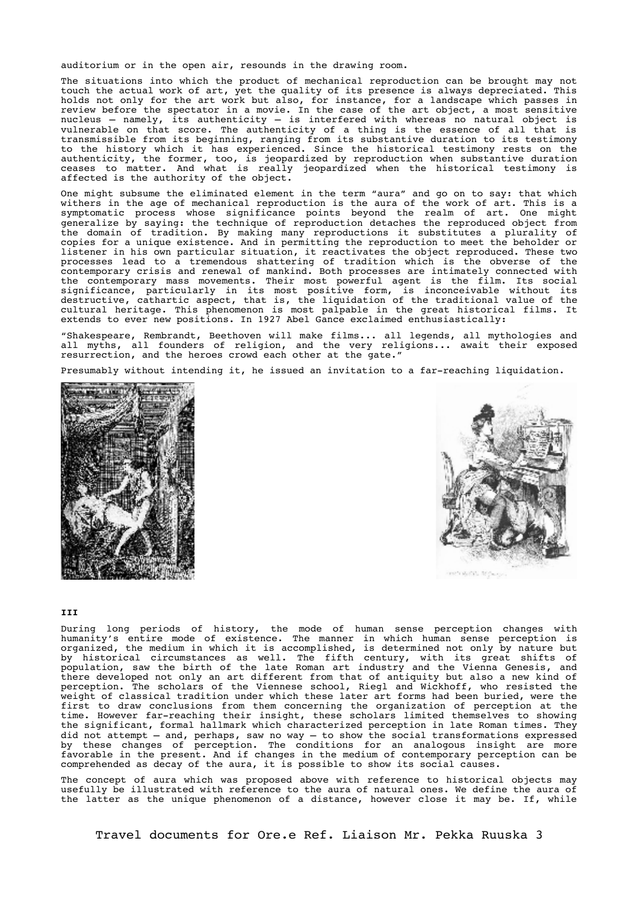auditorium or in the open air, resounds in the drawing room.

The situations into which the product of mechanical reproduction can be brought may not touch the actual work of art, yet the quality of its presence is always depreciated. This holds not only for the art work but also, for instance, for a landscape which passes in review before the spectator in a movie. In the case of the art object, a most sensitive nucleus – namely, its authenticity – is interfered with whereas no natural object is vulnerable on that score. The authenticity of a thing is the essence of all that is transmissible from its beginning, ranging from its substantive duration to its testimony to the history which it has experienced. Since the historical testimony rests on the authenticity, the former, too, is jeopardized by reproduction when substantive duration ceases to matter. And what is really jeopardized when the historical testimony is affected is the authority of the object.

One might subsume the eliminated element in the term "aura" and go on to say: that which withers in the age of mechanical reproduction is the aura of the work of art. This is a symptomatic process whose significance points beyond the realm of art. One might generalize by saying: the technique of reproduction detaches the reproduced object from the domain of tradition. By making many reproductions it substitutes a plurality of copies for a unique existence. And in permitting the reproduction to meet the beholder or listener in his own particular situation, it reactivates the object reproduced. These two processes lead to a tremendous shattering of tradition which is the obverse of the contemporary crisis and renewal of mankind. Both processes are intimately connected with the contemporary mass movements. Their most powerful agent is the film. Its social significance, particularly in its most positive form, is inconceivable without its destructive, cathartic aspect, that is, the liquidation of the traditional value of the cultural heritage. This phenomenon is most palpable in the great historical films. It extends to ever new positions. In 1927 Abel Gance exclaimed enthusiastically:

"Shakespeare, Rembrandt, Beethoven will make films... all legends, all mythologies and all myths, all founders of religion, and the very religions... await their exposed resurrection, and the heroes crowd each other at the gate."

Presumably without intending it, he issued an invitation to a far-reaching liquidation.

### III

During long periods of history, the mode of human sense perception changes with humanity's entire mode of existence. The manner in which human sense perception is organized, the medium in which it is accomplished, is determined not only by nature but by historical circumstances as well. The fifth century, with its great shifts of population, saw the birth of the late Roman art industry and the Vienna Genesis, and there developed not only an art different from that of antiquity but also a new kind of perception. The scholars of the Viennese school, Riegl and Wickhoff, who resisted the weight of classical tradition under which these later art forms had been buried, were the first to draw conclusions from them concerning the organization of perception at the time. However far-reaching their insight, these scholars limited themselves to showing the significant, formal hallmark which characterized perception in late Roman times. They did not attempt – and, perhaps, saw no way – to show the social transformations expressed by these changes of perception. The conditions for an analogous insight are more favorable in the present. And if changes in the medium of contemporary perception can be comprehended as decay of the aura, it is possible to show its social causes.

The concept of aura which was proposed above with reference to historical objects may usefully be illustrated with reference to the aura of natural ones. We define the aura of the latter as the unique phenomenon of a distance, however close it may be. If, while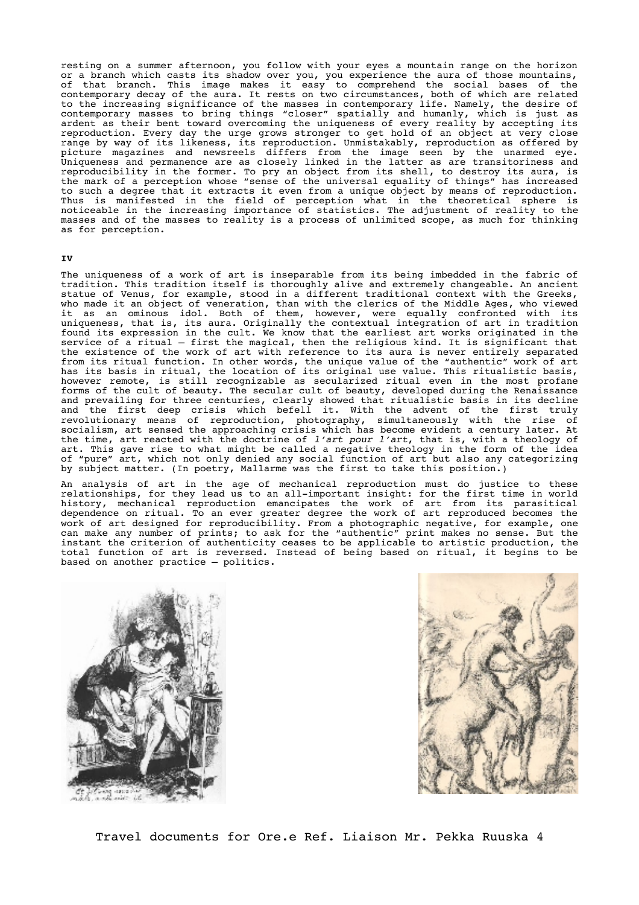resting on a summer afternoon, you follow with your eyes a mountain range on the horizon or a branch which casts its shadow over you, you experience the aura of those mountains, of that branch. This image makes it easy to comprehend the social bases of the contemporary decay of the aura. It rests on two circumstances, both of which are related to the increasing significance of the masses in contemporary life. Namely, the desire of contemporary masses to bring things "closer" spatially and humanly, which is just as ardent as their bent toward overcoming the uniqueness of every reality by accepting its reproduction. Every day the urge grows stronger to get hold of an object at very close range by way of its likeness, its reproduction. Unmistakably, reproduction as offered by picture magazines and newsreels differs from the image seen by the unarmed eye. Uniqueness and permanence are as closely linked in the latter as are transitoriness and reproducibility in the former. To pry an object from its shell, to destroy its aura, is the mark of a perception whose "sense of the universal equality of things" has increased to such a degree that it extracts it even from a unique object by means of reproduction. Thus is manifested in the field of perception what in the theoretical sphere is noticeable in the increasing importance of statistics. The adjustment of reality to the masses and of the masses to reality is a process of unlimited scope, as much for thinking as for perception.

**IV**

The uniqueness of a work of art is inseparable from its being imbedded in the fabric of tradition. This tradition itself is thoroughly alive and extremely changeable. An ancient statue of Venus, for example, stood in a different traditional context with the Greeks, who made it an object of veneration, than with the clerics of the Middle Ages, who viewed it as an ominous idol. Both of them, however, were equally confronted with its uniqueness, that is, its aura. Originally the contextual integration of art in tradition found its expression in the cult. We know that the earliest art works originated in the service of a ritual – first the magical, then the religious kind. It is significant that the existence of the work of art with reference to its aura is never entirely separated from its ritual function. In other words, the unique value of the "authentic" work of art has its basis in ritual, the location of its original use value. This ritualistic basis, however remote, is still recognizable as secularized ritual even in the most profane forms of the cult of beauty. The secular cult of beauty, developed during the Renaissance and prevailing for three centuries, clearly showed that ritualistic basis in its decline and the first deep crisis which befell it. With the advent of the first truly revolutionary means of reproduction, photography, simultaneously with the rise of socialism, art sensed the approaching crisis which has become evident a century later. At the time, art reacted with the doctrine of *l'art pour l'art*, that is, with a theology of art. This gave rise to what might be called a negative theology in the form of the idea of "pure" art, which not only denied any social function of art but also any categorizing by subject matter. (In poetry, Mallarme was the first to take this position.)

An analysis of art in the age of mechanical reproduction must do justice to these relationships, for they lead us to an all-important insight: for the first time in world history, mechanical reproduction emancipates the work of art from its parasitical dependence on ritual. To an ever greater degree the work of art reproduced becomes the work of art designed for reproducibility. From a photographic negative, for example, one can make any number of prints; to ask for the "authentic" print makes no sense. But the instant the criterion of authenticity ceases to be applicable to artistic production, the total function of art is reversed. Instead of being based on ritual, it begins to be based on another practice – politics.

Travel documents for Ore.e Ref. Liaison Mr. Pekka Ruuska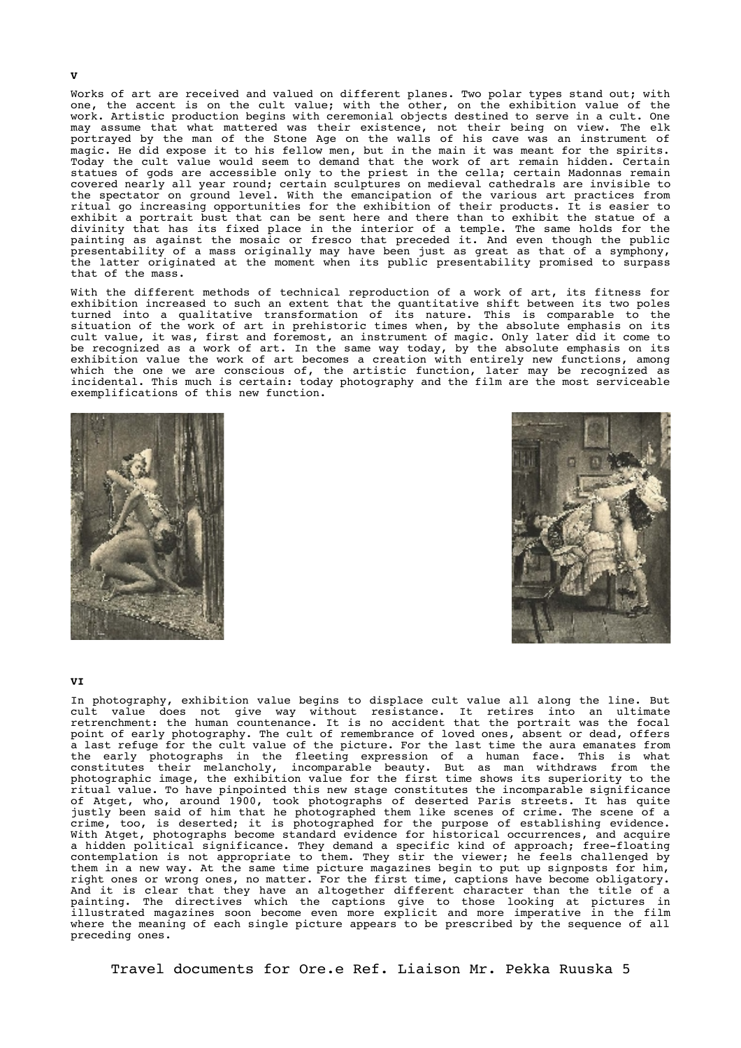## V

Works of art are received and valued on different planes. Two polar types stand out; with one, the accent is on the cult value; with the other, on the exhibition value of the work. Artistic production begins with ceremonial objects destined to serve in a cult. One may assume that what mattered was their existence, not their being on view. The elk portrayed by the man of the Stone Age on the walls of his cave was an instrument of magic. He did expose it to his fellow men, but in the main it was meant for the spirits. Today the cult value would seem to demand that the work of art remain hidden. Certain statues of gods are accessible only to the priest in the cella; certain Madonnas remain covered nearly all year round; certain sculptures on medieval cathedrals are invisible to the spectator on ground level. With the emancipation of the various art practices from ritual go increasing opportunities for the exhibition of their products. It is easier to exhibit a portrait bust that can be sent here and there than to exhibit the statue of a divinity that has its fixed place in the interior of a temple. The same holds for the painting as against the mosaic or fresco that preceded it. And even though the public presentability of a mass originally may have been just as great as that of a symphony, the latter originated at the moment when its public presentability promised to surpass that of the mass.

With the different methods of technical reproduction of a work of art, its fitness for exhibition increased to such an extent that the quantitative shift between its two poles turned into a qualitative transformation of its nature. This is comparable to the situation of the work of art in prehistoric times when, by the absolute emphasis on its cult value, it was, first and foremost, an instrument of magic. Only later did it come to be recognized as a work of art. In the same way today, by the absolute emphasis on its exhibition value the work of art becomes a creation with entirely new functions, among which the one we are conscious of, the artistic function, later may be recognized as incidental. This much is certain: today photography and the film are the most serviceable exemplifications of this new function.

## VI

In photography, exhibition value begins to displace cult value all along the line. But cult value does not give way without resistance. It retires into an ultimate retrenchment: the human countenance. It is no accident that the portrait was the focal point of early photography. The cult of remembrance of loved ones, absent or dead, offers a last refuge for the cult value of the picture. For the last time the aura emanates from the early photographs in the fleeting expression of a human face. This is what constitutes their melancholy, incomparable beauty. But as man withdraws from the photographic image, the exhibition value for the first time shows its superiority to the ritual value. To have pinpointed this new stage constitutes the incomparable significance of Atget, who, around 1900, took photographs of deserted Paris streets. It has quite justly been said of him that he photographed them like scenes of crime. The scene of a crime, too, is deserted; it is photographed for the purpose of establishing evidence. With Atget, photographs become standard evidence for historical occurrences, and acquire a hidden political significance. They demand a specific kind of approach; free-floating contemplation is not appropriate to them. They stir the viewer; he feels challenged by them in a new way. At the same time picture magazines begin to put up signposts for him, right ones or wrong ones, no matter. For the first time, captions have become obligatory. And it is clear that they have an altogether different character than the title of a painting. The directives which the captions give to those looking at pictures in illustrated magazines soon become even more explicit and more imperative in the film where the meaning of each single picture appears to be prescribed by the sequence of all preceding ones.

Travel documents for Ore.e Ref. Liaison Mr. Pekka Ruuska 5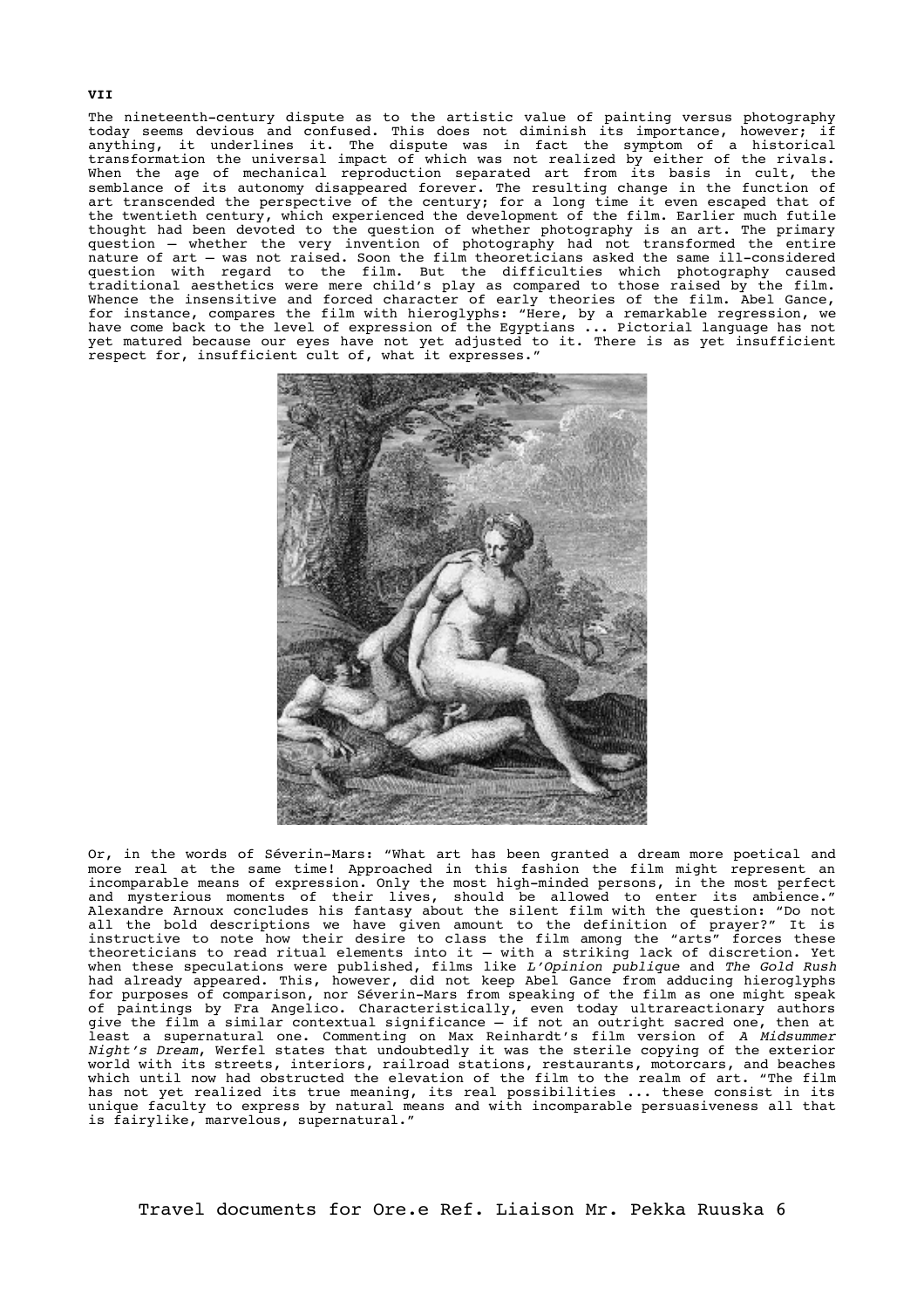**VII**

The nineteenth-century dispute as to the artistic value of painting versus photography today seems devious and confused. This does not diminish its importance, however; if anything, it underlines it. The dispute was in fact the symptom of a historical transformation the universal impact of which was not realized by either of the rivals. When the age of mechanical reproduction separated art from its basis in cult, the semblance of its autonomy disappeared forever. The resulting change in the function of art transcended the perspective of the century; for a long time it even escaped that of the twentieth century, which experienced the development of the film. Earlier much futile thought had been devoted to the question of whether photography is an art. The primary question – whether the very invention of photography had not transformed the entire nature of art – was not raised. Soon the film theoreticians asked the same ill-considered question with regard to the film. But the difficulties which photography caused traditional aesthetics were mere child's play as compared to those raised by the film. Whence the insensitive and forced character of early theories of the film. Abel Gance, for instance, compares the film with hieroglyphs: "Here, by a remarkable regression, we have come back to the level of expression of the Egyptians ... Pictorial language has not yet matured because our eyes have not yet adjusted to it. There is as yet insufficient respect for, insufficient cult of, what it expresses."

Or, in the words of Séverin-Mars: "What art has been granted a dream more poetical and more real at the same time! Approached in this fashion the film might represent an incomparable means of expression. Only the most high-minded persons, in the most perfect and mysterious moments of their lives, should be allowed to enter its ambience." Alexandre Arnoux concludes his fantasy about the silent film with the question: "Do not all the bold descriptions we have given amount to the definition of prayer?" It is instructive to note how their desire to class the film among the "arts" forces these theoreticians to read ritual elements into it – with a striking lack of discretion. Yet when these speculations were published, films like *L'Opinion publique* and *The Gold Rush* had already appeared. This, however, did not keep Abel Gance from adducing hieroglyphs for purposes of comparison, nor Séverin-Mars from speaking of the film as one might speak of paintings by Fra Angelico. Characteristically, even today ultrareactionary authors give the film a similar contextual significance – if not an outright sacred one, then at least a supernatural one. Commenting on Max Reinhardt's film version of *A Midsummer Night's Dream*, Werfel states that undoubtedly it was the sterile copying of the exterior world with its streets, interiors, railroad stations, restaurants, motorcars, and beaches which until now had obstructed the elevation of the film to the realm of art. "The film has not yet realized its true meaning, its real possibilities ... these consist in its unique faculty to express by natural means and with incomparable persuasiveness all that is fairylike, marvelous, supernatural."

Travel documents for Ore.e Ref. Liaison Mr. Pekka Ruuska 6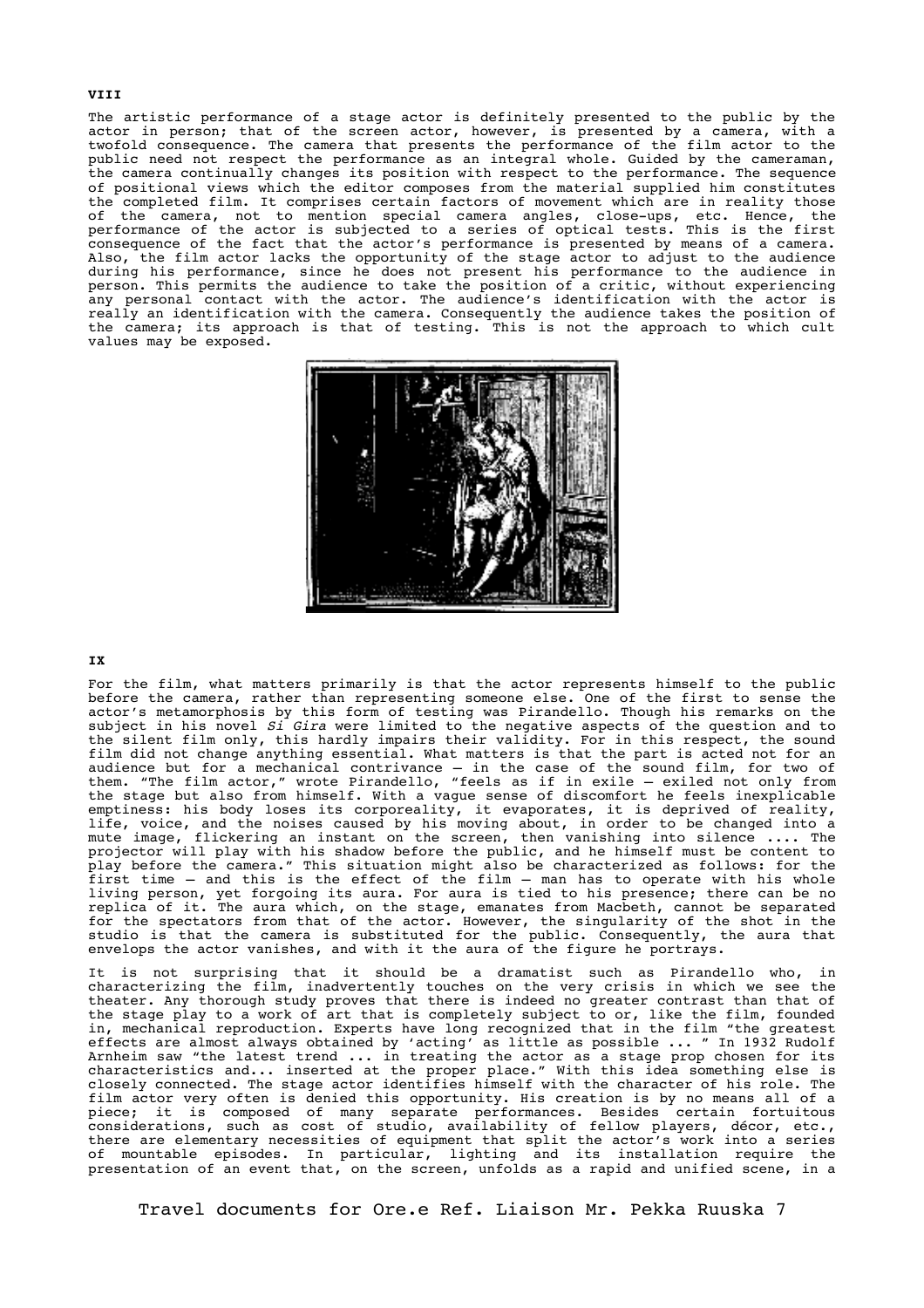**VIII**

The artistic performance of a stage actor is definitely presented to the public by the actor in person; that of the screen actor, however, is presented by a camera, with a twofold consequence. The camera that presents the performance of the film actor to the public need not respect the performance as an integral whole. Guided by the cameraman, the camera continually changes its position with respect to the performance. The sequence of positional views which the editor composes from the material supplied him constitutes the completed film. It comprises certain factors of movement which are in reality those of the camera, not to mention special camera angles, close-ups, etc. Hence, the performance of the actor is subjected to a series of optical tests. This is the first consequence of the fact that the actor's performance is presented by means of a camera. Also, the film actor lacks the opportunity of the stage actor to adjust to the audience during his performance, since he does not present his performance to the audience in person. This permits the audience to take the position of a critic, without experiencing any personal contact with the actor. The audience's identification with the actor is really an identification with the camera. Consequently the audience takes the position of the camera; its approach is that of testing. This is not the approach to which cult values may be exposed.

**IX**

For the film, what matters primarily is that the actor represents himself to the public before the camera, rather than representing someone else. One of the first to sense the actor's metamorphosis by this form of testing was Pirandello. Though his remarks on the subject in his novel *Si Gira* were limited to the negative aspects of the question and to the silent film only, this hardly impairs their validity. For in this respect, the sound film did not change anything essential. What matters is that the part is acted not for an audience but for a mechanical contrivance – in the case of the sound film, for two of them. "The film actor," wrote Pirandello, "feels as if in exile – exiled not only from the stage but also from himself. With a vague sense of discomfort he feels inexplicable emptiness: his body loses its corporeality, it evaporates, it is deprived of reality, life, voice, and the noises caused by his moving about, in order to be changed into a mute image, flickering an instant on the screen, then vanishing into silence .... The projector will play with his shadow before the public, and he himself must be content to play before the camera." This situation might also be characterized as follows: for the first time – and this is the effect of the film – man has to operate with his whole living person, yet forgoing its aura. For aura is tied to his presence; there can be no replica of it. The aura which, on the stage, emanates from Macbeth, cannot be separated for the spectators from that of the actor. However, the singularity of the shot in the studio is that the camera is substituted for the public. Consequently, the aura that envelops the actor vanishes, and with it the aura of the figure he portrays.

It is not surprising that it should be a dramatist such as Pirandello who, in characterizing the film, inadvertently touches on the very crisis in which we see the theater. Any thorough study proves that there is indeed no greater contrast than that of the stage play to a work of art that is completely subject to or, like the film, founded in, mechanical reproduction. Experts have long recognized that in the film "the greatest effects are almost always obtained by 'acting' as little as possible ... " In 1932 Rudolf Arnheim saw "the latest trend ... in treating the actor as a stage prop chosen for its characteristics and... inserted at the proper place." With this idea something else is closely connected. The stage actor identifies himself with the character of his role. The film actor very often is denied this opportunity. His creation is by no means all of a piece; it is composed of many separate performances. Besides certain fortuitous considerations, such as cost of studio, availability of fellow players, décor, etc., there are elementary necessities of equipment that split the actor's work into a series of mountable episodes. In particular, lighting and its installation require the presentation of an event that, on the screen, unfolds as a rapid and unified scene, in a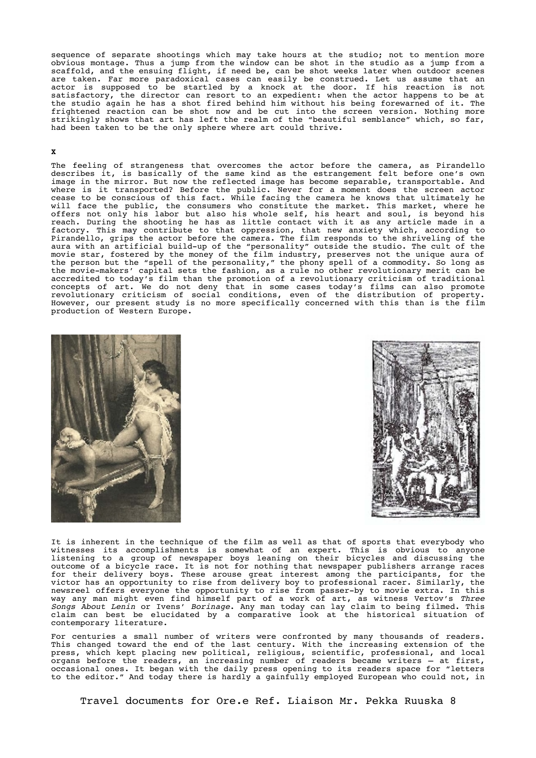sequence of separate shootings which may take hours at the studio; not to mention more obvious montage. Thus a jump from the window can be shot in the studio as a jump from a scaffold, and the ensuing flight, if need be, can be shot weeks later when outdoor scenes are taken. Far more paradoxical cases can easily be construed. Let us assume that an actor is supposed to be startled by a knock at the door. If his reaction is not satisfactory, the director can resort to an expedient: when the actor happens to be at the studio again he has a shot fired behind him without his being forewarned of it. The frightened reaction can be shot now and be cut into the screen version. Nothing more strikingly shows that art has left the realm of the "beautiful semblance" which, so far, had been taken to be the only sphere where art could thrive.

## X

The feeling of strangeness that overcomes the actor before the camera, as Pirandello describes it, is basically of the same kind as the estrangement felt before one's own image in the mirror. But now the reflected image has become separable, transportable. And where is it transported? Before the public. Never for a moment does the screen actor cease to be conscious of this fact. While facing the camera he knows that ultimately he will face the public, the consumers who constitute the market. This market, where he offers not only his labor but also his whole self, his heart and soul, is beyond his reach. During the shooting he has as little contact with it as any article made in a factory. This may contribute to that oppression, that new anxiety which, according to Pirandello, grips the actor before the camera. The film responds to the shriveling of the aura with an artificial build-up of the "personality" outside the studio. The cult of the movie star, fostered by the money of the film industry, preserves not the unique aura of the person but the "spell of the personality," the phony spell of a commodity. So long as the movie-makers' capital sets the fashion, as a rule no other revolutionary merit can be accredited to today's film than the promotion of a revolutionary criticism of traditional concepts of art. We do not deny that in some cases today's films can also promote revolutionary criticism of social conditions, even of the distribution of property. However, our present study is no more specifically concerned with this than is the film production of Western Europe.

It is inherent in the technique of the film as well as that of sports that everybody who witnesses its accomplishments is somewhat of an expert. This is obvious to anyone listening to a group of newspaper boys leaning on their bicycles and discussing the outcome of a bicycle race. It is not for nothing that newspaper publishers arrange races for their delivery boys. These arouse great interest among the participants, for the victor has an opportunity to rise from delivery boy to professional racer. Similarly, the newsreel offers everyone the opportunity to rise from passer-by to movie extra. In this way any man might even find himself part of a work of art, as witness Vertov's *Three Songs About Lenin* or Ivens' *Borinage*. Any man today can lay claim to being filmed. This claim can best be elucidated by a comparative look at the historical situation of contemporary literature.

For centuries a small number of writers were confronted by many thousands of readers. This changed toward the end of the last century. With the increasing extension of the press, which kept placing new political, religious, scientific, professional, and local organs before the readers, an increasing number of readers became writers – at first, occasional ones. It began with the daily press opening to its readers space for "letters to the editor." And today there is hardly a gainfully employed European who could not, in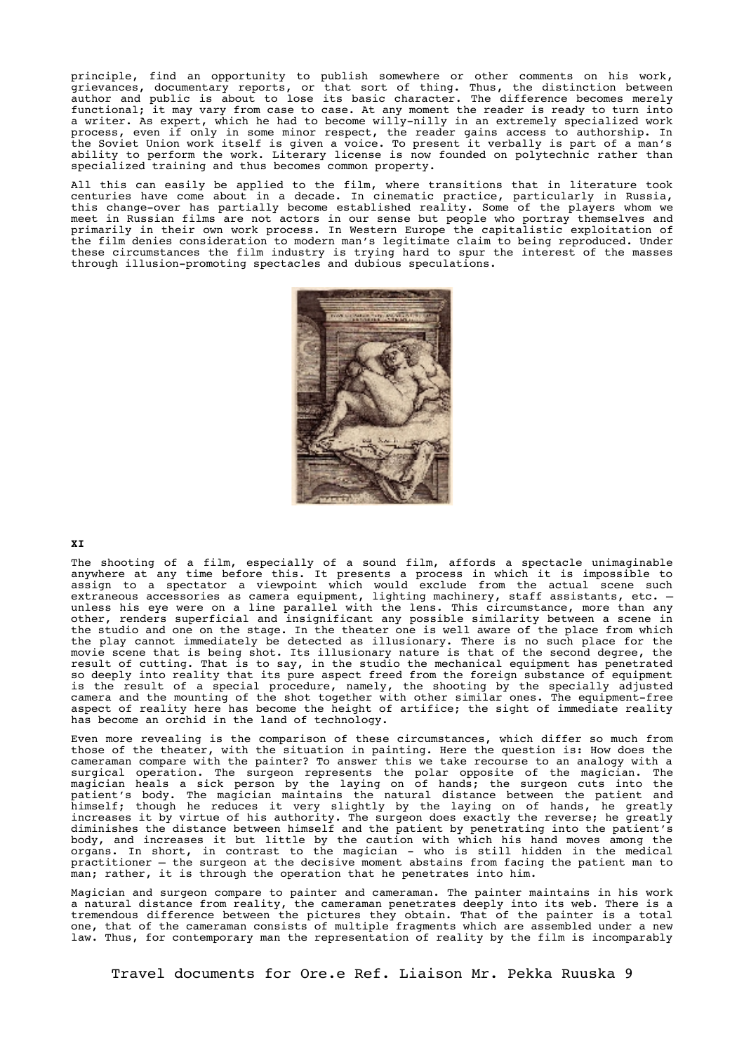principle, find an opportunity to publish somewhere or other comments on his work, grievances, documentary reports, or that sort of thing. Thus, the distinction between author and public is about to lose its basic character. The difference becomes merely functional; it may vary from case to case. At any moment the reader is ready to turn into a writer. As expert, which he had to become willy-nilly in an extremely specialized work process, even if only in some minor respect, the reader gains access to authorship. In the Soviet Union work itself is given a voice. To present it verbally is part of a man's ability to perform the work. Literary license is now founded on polytechnic rather than specialized training and thus becomes common property.

All this can easily be applied to the film, where transitions that in literature took centuries have come about in a decade. In cinematic practice, particularly in Russia, this change-over has partially become established reality. Some of the players whom we meet in Russian films are not actors in our sense but people who portray themselves and primarily in their own work process. In Western Europe the capitalistic exploitation of the film denies consideration to modern man's legitimate claim to being reproduced. Under these circumstances the film industry is trying hard to spur the interest of the masses through illusion-promoting spectacles and dubious speculations.

**XI**

The shooting of a film, especially of a sound film, affords a spectacle unimaginable anywhere at any time before this. It presents a process in which it is impossible to assign to a spectator a viewpoint which would exclude from the actual scene such extraneous accessories as camera equipment, lighting machinery, staff assistants, etc. – unless his eye were on a line parallel with the lens. This circumstance, more than any other, renders superficial and insignificant any possible similarity between a scene in the studio and one on the stage. In the theater one is well aware of the place from which the play cannot immediately be detected as illusionary. There is no such place for the movie scene that is being shot. Its illusionary nature is that of the second degree, the result of cutting. That is to say, in the studio the mechanical equipment has penetrated so deeply into reality that its pure aspect freed from the foreign substance of equipment is the result of a special procedure, namely, the shooting by the specially adjusted camera and the mounting of the shot together with other similar ones. The equipment-free aspect of reality here has become the height of artifice; the sight of immediate reality has become an orchid in the land of technology.

Even more revealing is the comparison of these circumstances, which differ so much from those of the theater, with the situation in painting. Here the question is: How does the cameraman compare with the painter? To answer this we take recourse to an analogy with a surgical operation. The surgeon represents the polar opposite of the magician. The magician heals a sick person by the laying on of hands; the surgeon cuts into the patient's body. The magician maintains the natural distance between the patient and himself; though he reduces it very slightly by the laying on of hands, he greatly increases it by virtue of his authority. The surgeon does exactly the reverse; he greatly diminishes the distance between himself and the patient by penetrating into the patient's body, and increases it but little by the caution with which his hand moves among the organs. In short, in contrast to the magician - who is still hidden in the medical practitioner – the surgeon at the decisive moment abstains from facing the patient man to man; rather, it is through the operation that he penetrates into him.

Magician and surgeon compare to painter and cameraman. The painter maintains in his work a natural distance from reality, the cameraman penetrates deeply into its web. There is a tremendous difference between the pictures they obtain. That of the painter is a total one, that of the cameraman consists of multiple fragments which are assembled under a new law. Thus, for contemporary man the representation of reality by the film is incomparably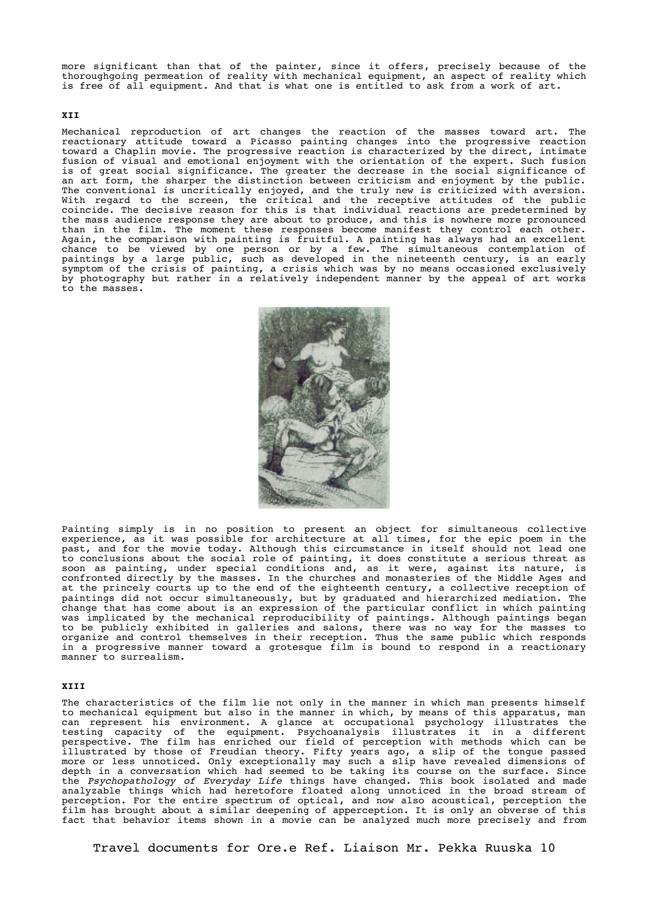more significant than that of the painter, since it offers, precisely because of the thoroughgoing permeation of reality with mechanical equipment, an aspect of reality which is free of all equipment. And that is what one is entitled to ask from a work of art.

**XII**

Mechanical reproduction of art changes the reaction of the masses toward art. The reactionary attitude toward a Picasso painting changes into the progressive reaction toward a Chaplin movie. The progressive reaction is characterized by the direct, intimate fusion of visual and emotional enjoyment with the orientation of the expert. Such fusion is of great social significance. The greater the decrease in the social significance of an art form, the sharper the distinction between criticism and enjoyment by the public. The conventional is uncritically enjoyed, and the truly new is criticized with aversion. With regard to the screen, the critical and the receptive attitudes of the public coincide. The decisive reason for this is that individual reactions are predetermined by the mass audience response they are about to produce, and this is nowhere more pronounced than in the film. The moment these responses become manifest they control each other. Again, the comparison with painting is fruitful. A painting has always had an excellent chance to be viewed by one person or by a few. The simultaneous contemplation of paintings by a large public, such as developed in the nineteenth century, is an early symptom of the crisis of painting, a crisis which was by no means occasioned exclusively by photography but rather in a relatively independent manner by the appeal of art works to the masses.

Painting simply is in no position to present an object for simultaneous collective experience, as it was possible for architecture at all times, for the epic poem in the past, and for the movie today. Although this circumstance in itself should not lead one to conclusions about the social role of painting, it does constitute a serious threat as soon as painting, under special conditions and, as it were, against its nature, is confronted directly by the masses. In the churches and monasteries of the Middle Ages and at the princely courts up to the end of the eighteenth century, a collective reception of paintings did not occur simultaneously, but by graduated and hierarchized mediation. The change that has come about is an expression of the particular conflict in which painting was implicated by the mechanical reproducibility of paintings. Although paintings began to be publicly exhibited in galleries and salons, there was no way for the masses to organize and control themselves in their reception. Thus the same public which responds in a progressive manner toward a grotesque film is bound to respond in a reactionary manner to surrealism.

**XIII**

The characteristics of the film lie not only in the manner in which man presents himself to mechanical equipment but also in the manner in which, by means of this apparatus, man can represent his environment. A glance at occupational psychology illustrates the testing capacity of the equipment. Psychoanalysis illustrates it in a different perspective. The film has enriched our field of perception with methods which can be illustrated by those of Freudian theory. Fifty years ago, a slip of the tongue passed more or less unnoticed. Only exceptionally may such a slip have revealed dimensions of depth in a conversation which had seemed to be taking its course on the surface. Since the *Psychopathology of Everyday Life* things have changed. This book isolated and made analyzable things which had heretofore floated along unnoticed in the broad stream of perception. For the entire spectrum of optical, and now also acoustical, perception the film has brought about a similar deepening of apperception. It is only an obverse of this fact that behavior items shown in a movie can be analyzed much more precisely and from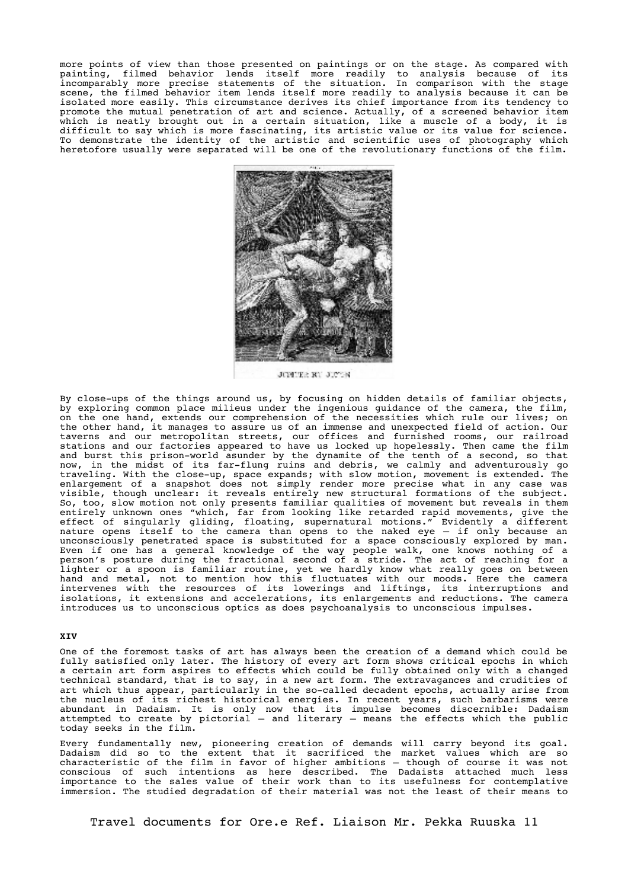more points of view than those presented on paintings or on the stage. As compared with painting, filmed behavior lends itself more readily to analysis because of its incomparably more precise statements of the situation. In comparison with the stage scene, the filmed behavior item lends itself more readily to analysis because it can be isolated more easily. This circumstance derives its chief importance from its tendency to promote the mutual penetration of art and science. Actually, of a screened behavior item which is neatly brought out in a certain situation, like a muscle of a body, it is difficult to say which is more fascinating, its artistic value or its value for science. To demonstrate the identity of the artistic and scientific uses of photography which heretofore usually were separated will be one of the revolutionary functions of the film.

JUPITER ET JUNON

By close-ups of the things around us, by focusing on hidden details of familiar objects, by exploring common place milieus under the ingenious guidance of the camera, the film, on the one hand, extends our comprehension of the necessities which rule our lives; on the other hand, it manages to assure us of an immense and unexpected field of action. Our taverns and our metropolitan streets, our offices and furnished rooms, our railroad stations and our factories appeared to have us locked up hopelessly. Then came the film and burst this prison-world asunder by the dynamite of the tenth of a second, so that now, in the midst of its far-flung ruins and debris, we calmly and adventurously go traveling. With the close-up, space expands; with slow motion, movement is extended. The enlargement of a snapshot does not simply render more precise what in any case was visible, though unclear: it reveals entirely new structural formations of the subject. So, too, slow motion not only presents familiar qualities of movement but reveals in them entirely unknown ones "which, far from looking like retarded rapid movements, give the effect of singularly gliding, floating, supernatural motions." Evidently a different nature opens itself to the camera than opens to the naked eye – if only because an unconsciously penetrated space is substituted for a space consciously explored by man. Even if one has a general knowledge of the way people walk, one knows nothing of a person's posture during the fractional second of a stride. The act of reaching for a lighter or a spoon is familiar routine, yet we hardly know what really goes on between hand and metal, not to mention how this fluctuates with our moods. Here the camera intervenes with the resources of its lowerings and liftings, its interruptions and isolations, it extensions and accelerations, its enlargements and reductions. The camera introduces us to unconscious optics as does psychoanalysis to unconscious impulses.

**XIV**

One of the foremost tasks of art has always been the creation of a demand which could be fully satisfied only later. The history of every art form shows critical epochs in which a certain art form aspires to effects which could be fully obtained only with a changed technical standard, that is to say, in a new art form. The extravagances and crudities of art which thus appear, particularly in the so-called decadent epochs, actually arise from the nucleus of its richest historical energies. In recent years, such barbarisms were abundant in Dadaism. It is only now that its impulse becomes discernible: Dadaism attempted to create by pictorial – and literary – means the effects which the public today seeks in the film.

Every fundamentally new, pioneering creation of demands will carry beyond its goal. Dadaism did so to the extent that it sacrificed the market values which are so characteristic of the film in favor of higher ambitions – though of course it was not conscious of such intentions as here described. The Dadaists attached much less importance to the sales value of their work than to its usefulness for contemplative immersion. The studied degradation of their material was not the least of their means to

Travel documents for Ore.e Ref. Liaison Mr. Pekka Ruuska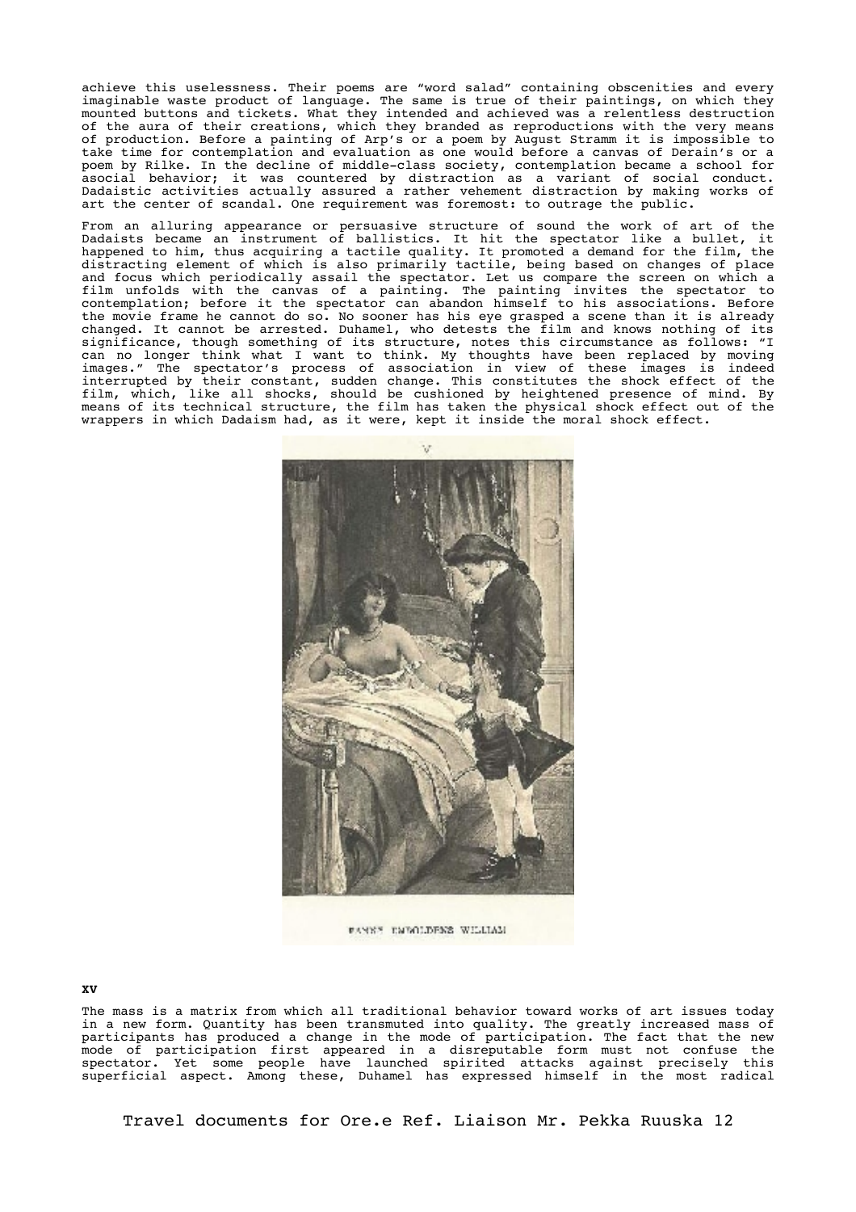achieve this uselessness. Their poems are “word salad” containing obscenities and every imaginable waste product of language. The same is true of their paintings, on which they mounted buttons and tickets. What they intended and achieved was a relentless destruction of the aura of their creations, which they branded as reproductions with the very means of production. Before a painting of Arp’s or a poem by August Stramm it is impossible to take time for contemplation and evaluation as one would before a canvas of Derain’s or a poem by Rilke. In the decline of middle-class society, contemplation became a school for asocial behavior; it was countered by distraction as a variant of social conduct. Dadaistic activities actually assured a rather vehement distraction by making works of art the center of scandal. One requirement was foremost: to outrage the public.

From an alluring appearance or persuasive structure of sound the work of art of the Dadaists became an instrument of ballistics. It hit the spectator like a bullet, it happened to him, thus acquiring a tactile quality. It promoted a demand for the film, the distracting element of which is also primarily tactile, being based on changes of place and focus which periodically assail the spectator. Let us compare the screen on which a film unfolds with the canvas of a painting. The painting invites the spectator to contemplation; before it the spectator can abandon himself to his associations. Before the movie frame he cannot do so. No sooner has his eye grasped a scene than it is already changed. It cannot be arrested. Duhamel, who detests the film and knows nothing of its significance, though something of its structure, notes this circumstance as follows: “I can no longer think what I want to think. My thoughts have been replaced by moving images.” The spectator’s process of association in view of these images is indeed interrupted by their constant, sudden change. This constitutes the shock effect of the film, which, like all shocks, should be cushioned by heightened presence of mind. By means of its technical structure, the film has taken the physical shock effect out of the wrappers in which Dadaism had, as it were, kept it inside the moral shock effect.

**XV**

The mass is a matrix from which all traditional behavior toward works of art issues today in a new form. Quantity has been transmuted into quality. The greatly increased mass of participants has produced a change in the mode of participation. The fact that the new mode of participation first appeared in a disreputable form must not confuse the spectator. Yet some people have launched spirited attacks against precisely this superficial aspect. Among these, Duhamel has expressed himself in the most radical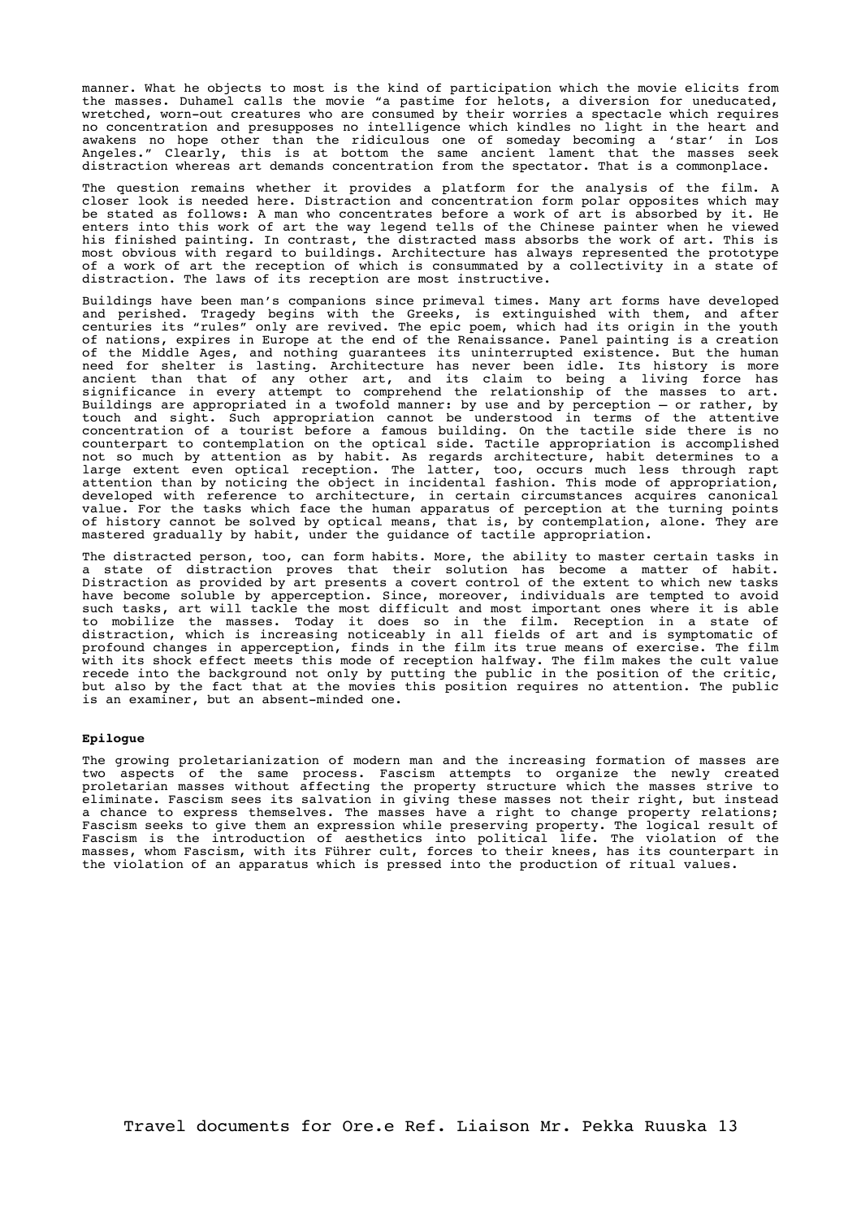manner. What he objects to most is the kind of participation which the movie elicits from the masses. Duhamel calls the movie "a pastime for helots, a diversion for uneducated, wretched, worn-out creatures who are consumed by their worries a spectacle which requires no concentration and presupposes no intelligence which kindles no light in the heart and awakens no hope other than the ridiculous one of someday becoming a 'star' in Los Angeles." Clearly, this is at bottom the same ancient lament that the masses seek distraction whereas art demands concentration from the spectator. That is a commonplace.

The question remains whether it provides a platform for the analysis of the film. A closer look is needed here. Distraction and concentration form polar opposites which may be stated as follows: A man who concentrates before a work of art is absorbed by it. He enters into this work of art the way legend tells of the Chinese painter when he viewed his finished painting. In contrast, the distracted mass absorbs the work of art. This is most obvious with regard to buildings. Architecture has always represented the prototype of a work of art the reception of which is consummated by a collectivity in a state of distraction. The laws of its reception are most instructive.

Buildings have been man's companions since primeval times. Many art forms have developed and perished. Tragedy begins with the Greeks, is extinguished with them, and after centuries its "rules" only are revived. The epic poem, which had its origin in the youth of nations, expires in Europe at the end of the Renaissance. Panel painting is a creation of the Middle Ages, and nothing guarantees its uninterrupted existence. But the human need for shelter is lasting. Architecture has never been idle. Its history is more ancient than that of any other art, and its claim to being a living force has significance in every attempt to comprehend the relationship of the masses to art. Buildings are appropriated in a twofold manner: by use and by perception – or rather, by touch and sight. Such appropriation cannot be understood in terms of the attentive concentration of a tourist before a famous building. On the tactile side there is no counterpart to contemplation on the optical side. Tactile appropriation is accomplished not so much by attention as by habit. As regards architecture, habit determines to a large extent even optical reception. The latter, too, occurs much less through rapt attention than by noticing the object in incidental fashion. This mode of appropriation, developed with reference to architecture, in certain circumstances acquires canonical value. For the tasks which face the human apparatus of perception at the turning points of history cannot be solved by optical means, that is, by contemplation, alone. They are mastered gradually by habit, under the guidance of tactile appropriation.

The distracted person, too, can form habits. More, the ability to master certain tasks in a state of distraction proves that their solution has become a matter of habit. Distraction as provided by art presents a covert control of the extent to which new tasks have become soluble by apperception. Since, moreover, individuals are tempted to avoid such tasks, art will tackle the most difficult and most important ones where it is able to mobilize the masses. Today it does so in the film. Reception in a state of distraction, which is increasing noticeably in all fields of art and is symptomatic of profound changes in apperception, finds in the film its true means of exercise. The film with its shock effect meets this mode of reception halfway. The film makes the cult value recede into the background not only by putting the public in the position of the critic, but also by the fact that at the movies this position requires no attention. The public is an examiner, but an absent-minded one.

**Epilogue**

The growing proletarianization of modern man and the increasing formation of masses are two aspects of the same process. Fascism attempts to organize the newly created proletarian masses without affecting the property structure which the masses strive to eliminate. Fascism sees its salvation in giving these masses not their right, but instead a chance to express themselves. The masses have a right to change property relations; Fascism seeks to give them an expression while preserving property. The logical result of Fascism is the introduction of aesthetics into political life. The violation of the masses, whom Fascism, with its Führer cult, forces to their knees, has its counterpart in the violation of an apparatus which is pressed into the production of ritual values.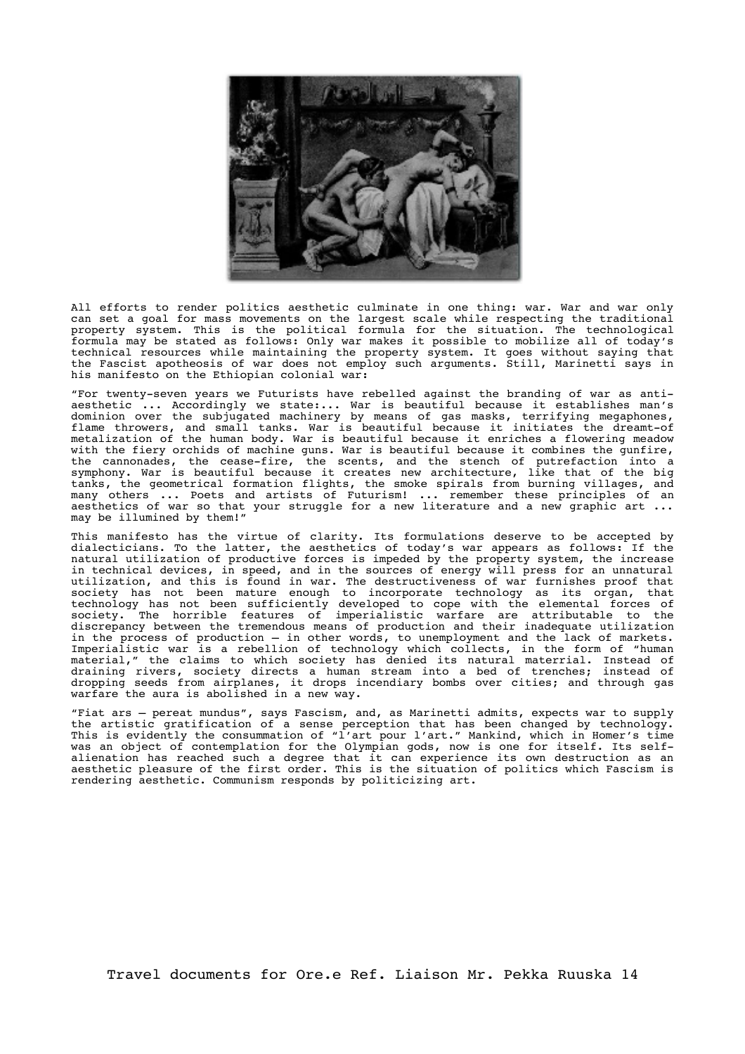All efforts to render politics aesthetic culminate in one thing: war. War and war only can set a goal for mass movements on the largest scale while respecting the traditional property system. This is the political formula for the situation. The technological formula may be stated as follows: Only war makes it possible to mobilize all of today's technical resources while maintaining the property system. It goes without saying that the Fascist apotheosis of war does not employ such arguments. Still, Marinetti says in his manifesto on the Ethiopian colonial war:

"For twenty-seven years we Futurists have rebelled against the branding of war as anti-aesthetic ... Accordingly we state:... War is beautiful because it establishes man's dominion over the subjugated machinery by means of gas masks, terrifying megaphones, flame throwers, and small tanks. War is beautiful because it initiates the dreamt-of metalization of the human body. War is beautiful because it enriches a flowering meadow with the fiery orchids of machine guns. War is beautiful because it combines the gunfire, the cannonades, the cease-fire, the scents, and the stench of putrefaction into a symphony. War is beautiful because it creates new architecture, like that of the big tanks, the geometrical formation flights, the smoke spirals from burning villages, and many others ... Poets and artists of Futurism! ... remember these principles of an aesthetics of war so that your struggle for a new literature and a new graphic art ... may be illumined by them!"

This manifesto has the virtue of clarity. Its formulations deserve to be accepted by dialecticians. To the latter, the aesthetics of today's war appears as follows: If the natural utilization of productive forces is impeded by the property system, the increase in technical devices, in speed, and in the sources of energy will press for an unnatural utilization, and this is found in war. The destructiveness of war furnishes proof that society has not been mature enough to incorporate technology as its organ, that technology has not been sufficiently developed to cope with the elemental forces of society. The horrible features of imperialistic warfare are attributable to the discrepancy between the tremendous means of production and their inadequate utilization in the process of production – in other words, to unemployment and the lack of markets. Imperialistic war is a rebellion of technology which collects, in the form of "human material," the claims to which society has denied its natural materrial. Instead of draining rivers, society directs a human stream into a bed of trenches; instead of dropping seeds from airplanes, it drops incendiary bombs over cities; and through gas warfare the aura is abolished in a new way.

"Fiat ars – pereat mundus", says Fascism, and, as Marinetti admits, expects war to supply the artistic gratification of a sense perception that has been changed by technology. This is evidently the consummation of "l'art pour l'art." Mankind, which in Homer's time was an object of contemplation for the Olympian gods, now is one for itself. Its self-alienation has reached such a degree that it can experience its own destruction as an aesthetic pleasure of the first order. This is the situation of politics which Fascism is rendering aesthetic. Communism responds by politicizing art.